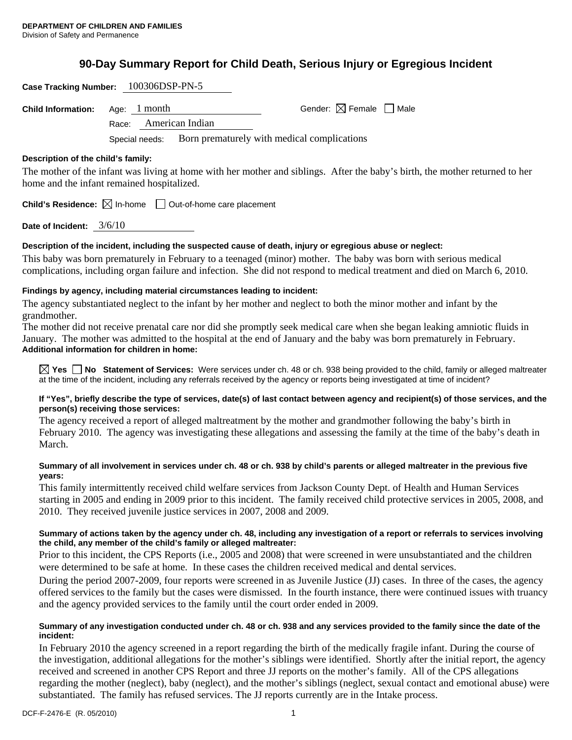**DEPARTMENT OF CHILDREN AND FAMILIES**
Division of Safety and Permanence

# 90-Day Summary Report for Child Death, Serious Injury or Egregious Incident

**Case Tracking Number:** 100306DSP-PN-5

**Child Information:** Age: 1 month Gender: ☒ Female ☐ Male

Race: American Indian

Special needs: Born prematurely with medical complications

**Description of the child's family:**

The mother of the infant was living at home with her mother and siblings. After the baby's birth, the mother returned to her home and the infant remained hospitalized.

**Child's Residence:** ☒ In-home ☐ Out-of-home care placement

**Date of Incident:** 3/6/10

**Description of the incident, including the suspected cause of death, injury or egregious abuse or neglect:**

This baby was born prematurely in February to a teenaged (minor) mother. The baby was born with serious medical complications, including organ failure and infection. She did not respond to medical treatment and died on March 6, 2010.

**Findings by agency, including material circumstances leading to incident:**

The agency substantiated neglect to the infant by her mother and neglect to both the minor mother and infant by the grandmother.

The mother did not receive prenatal care nor did she promptly seek medical care when she began leaking amniotic fluids in January. The mother was admitted to the hospital at the end of January and the baby was born prematurely in February.

**Additional information for children in home:**

☒ **Yes** ☐ **No** **Statement of Services:** Were services under ch. 48 or ch. 938 being provided to the child, family or alleged maltreater at the time of the incident, including any referrals received by the agency or reports being investigated at time of incident?

**If "Yes", briefly describe the type of services, date(s) of last contact between agency and recipient(s) of those services, and the person(s) receiving those services:**

The agency received a report of alleged maltreatment by the mother and grandmother following the baby's birth in February 2010. The agency was investigating these allegations and assessing the family at the time of the baby's death in March.

**Summary of all involvement in services under ch. 48 or ch. 938 by child's parents or alleged maltreater in the previous five years:**

This family intermittently received child welfare services from Jackson County Dept. of Health and Human Services starting in 2005 and ending in 2009 prior to this incident. The family received child protective services in 2005, 2008, and 2010. They received juvenile justice services in 2007, 2008 and 2009.

**Summary of actions taken by the agency under ch. 48, including any investigation of a report or referrals to services involving the child, any member of the child's family or alleged maltreater:**

Prior to this incident, the CPS Reports (i.e., 2005 and 2008) that were screened in were unsubstantiated and the children were determined to be safe at home. In these cases the children received medical and dental services.

During the period 2007-2009, four reports were screened in as Juvenile Justice (JJ) cases. In three of the cases, the agency offered services to the family but the cases were dismissed. In the fourth instance, there were continued issues with truancy and the agency provided services to the family until the court order ended in 2009.

**Summary of any investigation conducted under ch. 48 or ch. 938 and any services provided to the family since the date of the incident:**

In February 2010 the agency screened in a report regarding the birth of the medically fragile infant. During the course of the investigation, additional allegations for the mother's siblings were identified. Shortly after the initial report, the agency received and screened in another CPS Report and three JJ reports on the mother's family. All of the CPS allegations regarding the mother (neglect), baby (neglect), and the mother's siblings (neglect, sexual contact and emotional abuse) were substantiated. The family has refused services. The JJ reports currently are in the Intake process.

DCF-F-2476-E (R. 05/2010)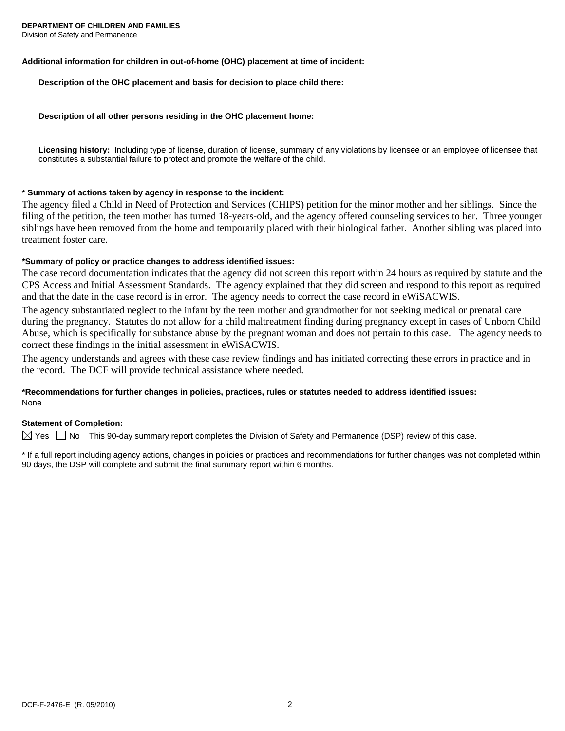**DEPARTMENT OF CHILDREN AND FAMILIES**
Division of Safety and Permanence

**Additional information for children in out-of-home (OHC) placement at time of incident:**

**Description of the OHC placement and basis for decision to place child there:**

**Description of all other persons residing in the OHC placement home:**

**Licensing history:** Including type of license, duration of license, summary of any violations by licensee or an employee of licensee that constitutes a substantial failure to protect and promote the welfare of the child.

**\* Summary of actions taken by agency in response to the incident:**

The agency filed a Child in Need of Protection and Services (CHIPS) petition for the minor mother and her siblings. Since the filing of the petition, the teen mother has turned 18-years-old, and the agency offered counseling services to her. Three younger siblings have been removed from the home and temporarily placed with their biological father. Another sibling was placed into treatment foster care.

**\*Summary of policy or practice changes to address identified issues:**

The case record documentation indicates that the agency did not screen this report within 24 hours as required by statute and the CPS Access and Initial Assessment Standards. The agency explained that they did screen and respond to this report as required and that the date in the case record is in error. The agency needs to correct the case record in eWiSACWIS.

The agency substantiated neglect to the infant by the teen mother and grandmother for not seeking medical or prenatal care during the pregnancy. Statutes do not allow for a child maltreatment finding during pregnancy except in cases of Unborn Child Abuse, which is specifically for substance abuse by the pregnant woman and does not pertain to this case. The agency needs to correct these findings in the initial assessment in eWiSACWIS.

The agency understands and agrees with these case review findings and has initiated correcting these errors in practice and in the record. The DCF will provide technical assistance where needed.

**\*Recommendations for further changes in policies, practices, rules or statutes needed to address identified issues:**

None

**Statement of Completion:**

☒ Yes ☐ No This 90-day summary report completes the Division of Safety and Permanence (DSP) review of this case.

\* If a full report including agency actions, changes in policies or practices and recommendations for further changes was not completed within 90 days, the DSP will complete and submit the final summary report within 6 months.

DCF-F-2476-E (R. 05/2010)